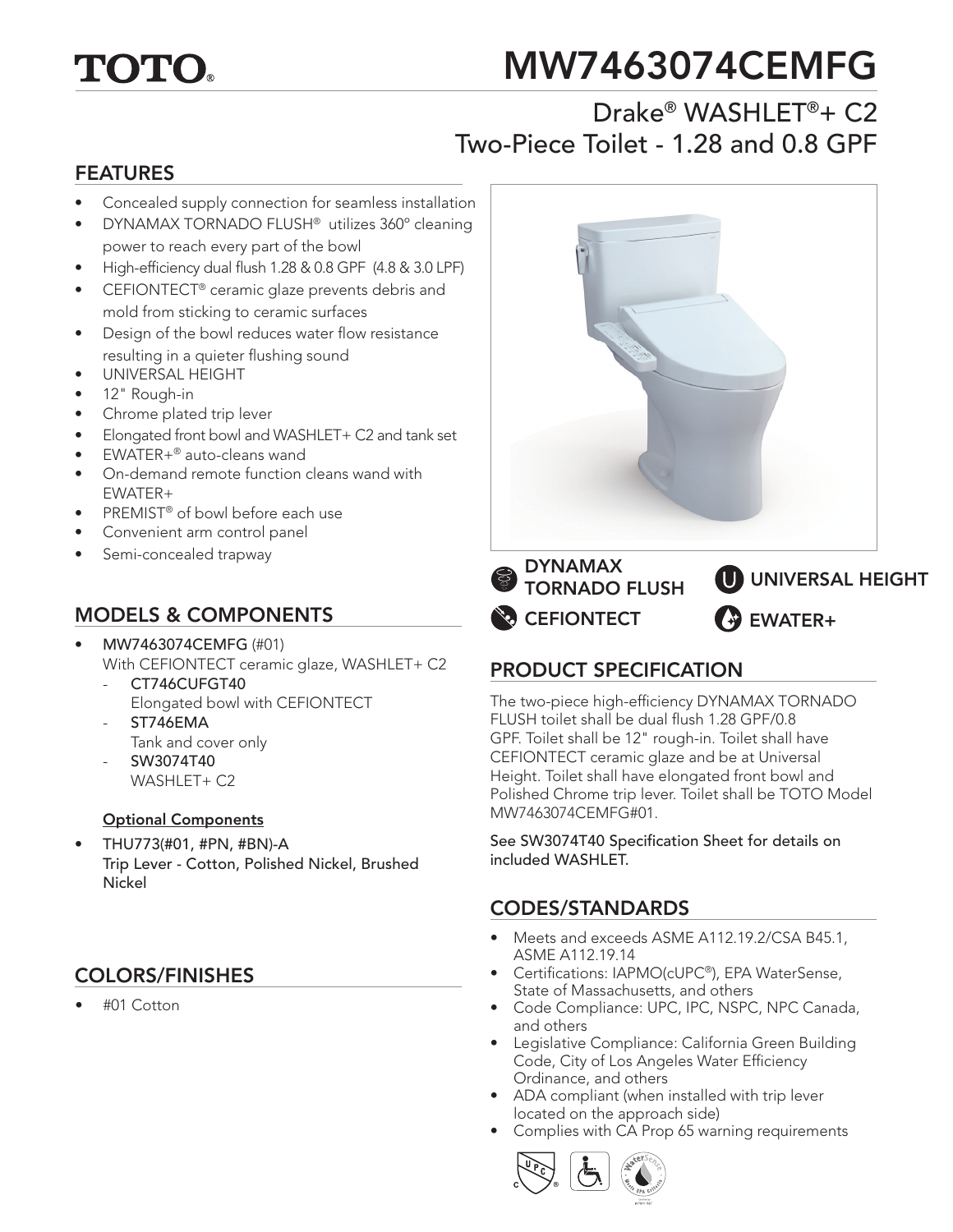# MW7463074CEMFG

## Drake® WASHLET®+ C2 Two-Piece Toilet - 1.28 and 0.8 GPF

## FEATURES

- Concealed supply connection for seamless installation
- DYNAMAX TORNADO FLUSH® utilizes 360° cleaning power to reach every part of the bowl
- High-efficiency dual flush 1.28 & 0.8 GPF (4.8 & 3.0 LPF)
- CEFIONTECT® ceramic glaze prevents debris and mold from sticking to ceramic surfaces
- Design of the bowl reduces water flow resistance resulting in a quieter flushing sound
- UNIVERSAL HEIGHT
- 12" Rough-in
- Chrome plated trip lever
- Elongated front bowl and WASHLET+ C2 and tank set
- EWATER+® auto-cleans wand
- On-demand remote function cleans wand with EWATER+
- PREMIST® of bowl before each use
- Convenient arm control panel
- Semi-concealed trapway

DYNAMAX TORNADO FLUSH | UNIVERSAL HEIGHT | CEFIONTECT | EWATER+

## MODELS & COMPONENTS

- **MW7463074CEMFG** (#01)
  With CEFIONTECT ceramic glaze, WASHLET+ C2
  - **CT746CUFGT40**
    Elongated bowl with CEFIONTECT
  - **ST746EMA**
    Tank and cover only
  - **SW3074T40**
    WASHLET+ C2

**Optional Components**

- THU773(#01, #PN, #BN)-A
  Trip Lever - Cotton, Polished Nickel, Brushed Nickel

## COLORS/FINISHES

- #01 Cotton

## PRODUCT SPECIFICATION

The two-piece high-efficiency DYNAMAX TORNADO FLUSH toilet shall be dual flush 1.28 GPF/0.8 GPF. Toilet shall be 12" rough-in. Toilet shall have CEFIONTECT ceramic glaze and be at Universal Height. Toilet shall have elongated front bowl and Polished Chrome trip lever. Toilet shall be TOTO Model MW7463074CEMFG#01.

See SW3074T40 Specification Sheet for details on included WASHLET.

## CODES/STANDARDS

- Meets and exceeds ASME A112.19.2/CSA B45.1, ASME A112.19.14
- Certifications: IAPMO(cUPC®), EPA WaterSense, State of Massachusetts, and others
- Code Compliance: UPC, IPC, NSPC, NPC Canada, and others
- Legislative Compliance: California Green Building Code, City of Los Angeles Water Efficiency Ordinance, and others
- ADA compliant (when installed with trip lever located on the approach side)
- Complies with CA Prop 65 warning requirements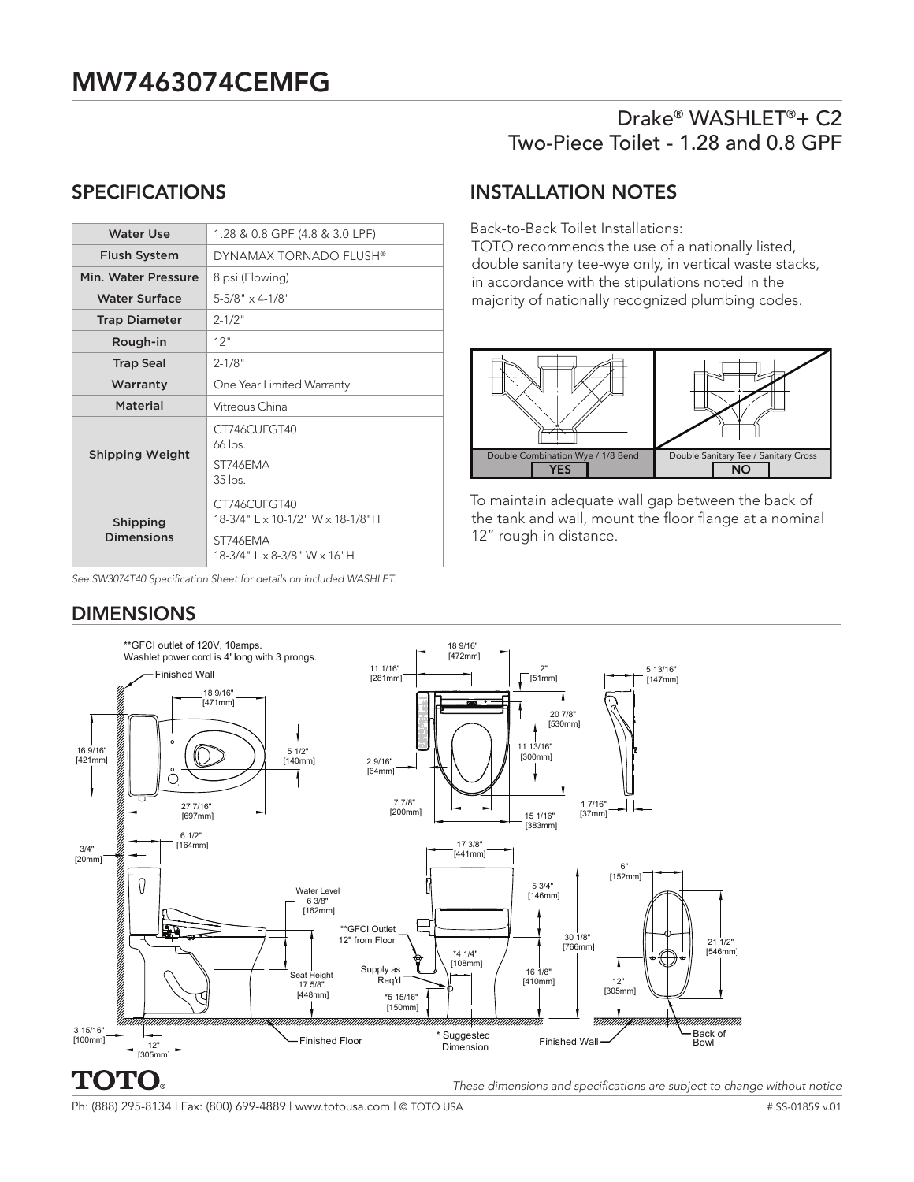# MW7463074CEMFG

## Drake® WASHLET®+ C2
## Two-Piece Toilet - 1.28 and 0.8 GPF

## SPECIFICATIONS

| | |
|---|---|
| Water Use | 1.28 & 0.8 GPF (4.8 & 3.0 LPF) |
| Flush System | DYNAMAX TORNADO FLUSH® |
| Min. Water Pressure | 8 psi (Flowing) |
| Water Surface | 5-5/8" x 4-1/8" |
| Trap Diameter | 2-1/2" |
| Rough-in | 12" |
| Trap Seal | 2-1/8" |
| Warranty | One Year Limited Warranty |
| Material | Vitreous China |
| Shipping Weight | CT746CUFGT40 66 lbs. ST746EMA 35 lbs. |
| Shipping Dimensions | CT746CUFGT40 18-3/4" L x 10-1/2" W x 18-1/8"H ST746EMA 18-3/4" L x 8-3/8" W x 16"H |

*See SW3074T40 Specification Sheet for details on included WASHLET.*

## INSTALLATION NOTES

Back-to-Back Toilet Installations:
TOTO recommends the use of a nationally listed, double sanitary tee-wye only, in vertical waste stacks, in accordance with the stipulations noted in the majority of nationally recognized plumbing codes.

Double Combination Wye / 1/8 Bend
YES

Double Sanitary Tee / Sanitary Cross
NO

To maintain adequate wall gap between the back of the tank and wall, mount the floor flange at a nominal 12" rough-in distance.

## DIMENSIONS

**GFCI outlet of 120V, 10amps.
Washlet power cord is 4' long with 3 prongs.

Finished Wall
18 9/16" [471mm]
16 9/16" [421mm]
5 1/2" [140mm]
27 7/16" [697mm]
18 9/16" [472mm]
11 1/16" [281mm]
2" [51mm]
20 7/8" [530mm]
11 13/16" [300mm]
2 9/16" [64mm]
7 7/8" [200mm]
15 1/16" [383mm]
5 13/16" [147mm]
1 7/16" [37mm]
6 1/2" [164mm]
3/4" [20mm]
Water Level 6 3/8" [162mm]
Seat Height 17 5/8" [448mm]
3 15/16" [100mm]
12" [305mm]
Finished Floor
17 3/8" [441mm]
**GFCI Outlet 12" from Floor
Supply as Req'd
*4 1/4" [108mm]
*5 15/16" [150mm]
5 3/4" [146mm]
30 1/8" [766mm]
16 1/8" [410mm]
* Suggested Dimension
Finished Wall
6" [152mm]
21 1/2" [546mm]
12" [305mm]
Back of Bowl

*These dimensions and specifications are subject to change without notice*

Ph: (888) 295-8134 | Fax: (800) 699-4889 | www.totousa.com | © TOTO USA

# SS-01859 v.01